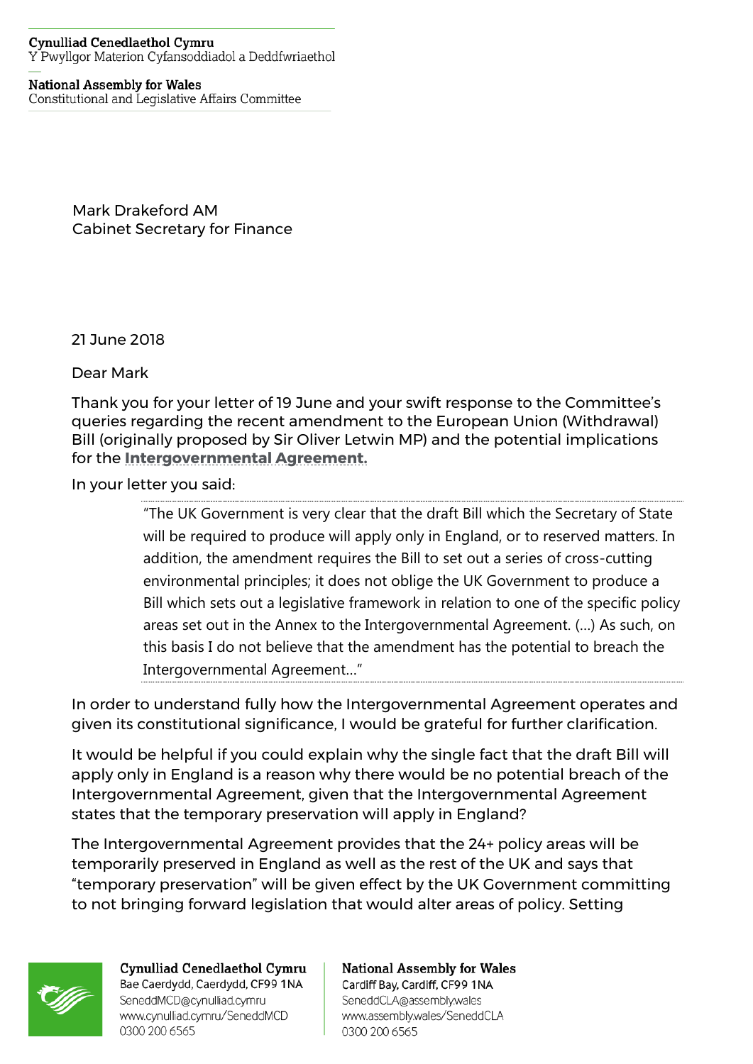**Cynulliad Cenedlaethol Cymru**
Y Pwyllgor Materion Cyfansoddiadol a Deddfwriaethol

**National Assembly for Wales**
Constitutional and Legislative Affairs Committee

Mark Drakeford AM
Cabinet Secretary for Finance

21 June 2018

Dear Mark

Thank you for your letter of 19 June and your swift response to the Committee's queries regarding the recent amendment to the European Union (Withdrawal) Bill (originally proposed by Sir Oliver Letwin MP) and the potential implications for the **Intergovernmental Agreement.**

In your letter you said:

> "The UK Government is very clear that the draft Bill which the Secretary of State will be required to produce will apply only in England, or to reserved matters. In addition, the amendment requires the Bill to set out a series of cross-cutting environmental principles; it does not oblige the UK Government to produce a Bill which sets out a legislative framework in relation to one of the specific policy areas set out in the Annex to the Intergovernmental Agreement. (…) As such, on this basis I do not believe that the amendment has the potential to breach the Intergovernmental Agreement…"

In order to understand fully how the Intergovernmental Agreement operates and given its constitutional significance, I would be grateful for further clarification.

It would be helpful if you could explain why the single fact that the draft Bill will apply only in England is a reason why there would be no potential breach of the Intergovernmental Agreement, given that the Intergovernmental Agreement states that the temporary preservation will apply in England?

The Intergovernmental Agreement provides that the 24+ policy areas will be temporarily preserved in England as well as the rest of the UK and says that "temporary preservation" will be given effect by the UK Government committing to not bringing forward legislation that would alter areas of policy. Setting

**Cynulliad Cenedlaethol Cymru**
Bae Caerdydd, Caerdydd, CF99 1NA
SeneddMCD@cynulliad.cymru
www.cynulliad.cymru/SeneddMCD
0300 200 6565

**National Assembly for Wales**
Cardiff Bay, Cardiff, CF99 1NA
SeneddCLA@assembly.wales
www.assembly.wales/SeneddCLA
0300 200 6565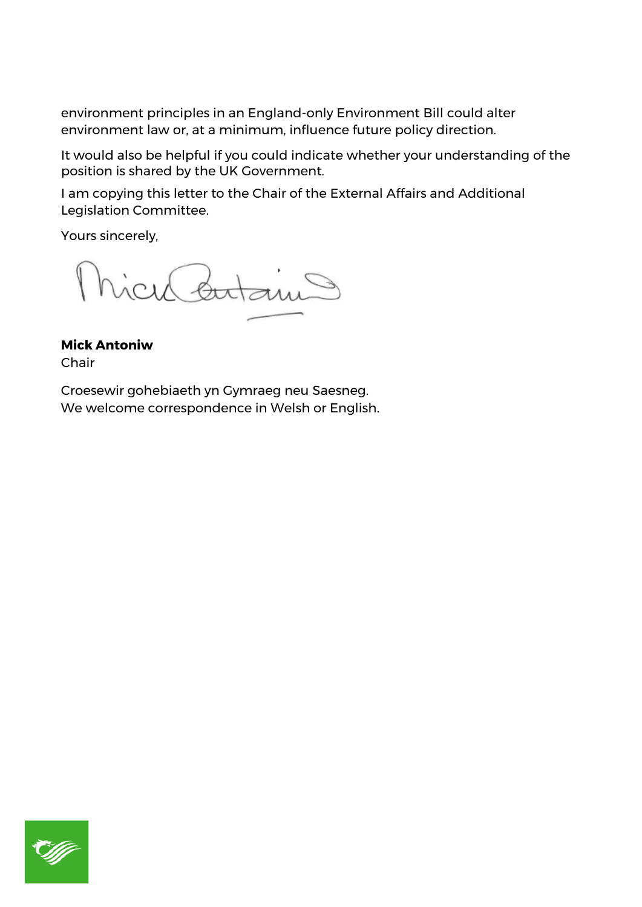environment principles in an England-only Environment Bill could alter environment law or, at a minimum, influence future policy direction.

It would also be helpful if you could indicate whether your understanding of the position is shared by the UK Government.

I am copying this letter to the Chair of the External Affairs and Additional Legislation Committee.

Yours sincerely,

**Mick Antoniw**
Chair

Croesewir gohebiaeth yn Gymraeg neu Saesneg.
We welcome correspondence in Welsh or English.